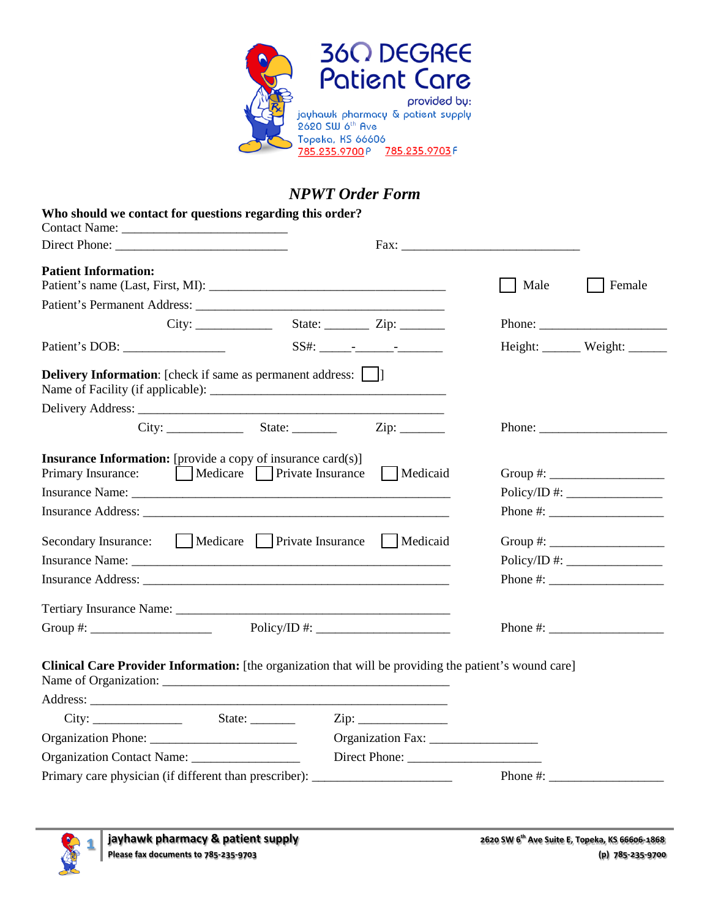360 DEGREE Patient Care

provided by:
jayhawk pharmacy & patient supply
2620 SW 6th Ave
Topeka, KS 66606
785.235.9700 P 785.235.9703 F

# *NPWT Order Form*

**Who should we contact for questions regarding this order?**

Contact Name: ___________________________

Direct Phone: ___________________________ Fax: _____________________________

**Patient Information:**

Patient's name (Last, First, MI): _______________________________________ ☐ Male ☐ Female

Patient's Permanent Address: _________________________________________

City: ____________ State: _______ Zip: _______ Phone: _____________________

Patient's DOB: ________________ SS#: _____-______-_______ Height: ______ Weight: ______

**Delivery Information**: [check if same as permanent address: ☐]

Name of Facility (if applicable): _______________________________________

Delivery Address: ______________________________________________________

City: ____________ State: _______ Zip: _______ Phone: _____________________

**Insurance Information:** [provide a copy of insurance card(s)]

Primary Insurance: ☐ Medicare ☐ Private Insurance ☐ Medicaid Group #: __________________

Insurance Name: ___________________________________________________ Policy/ID #: _______________

Insurance Address: _________________________________________________ Phone #: __________________

Secondary Insurance: ☐ Medicare ☐ Private Insurance ☐ Medicaid Group #: __________________

Insurance Name: ___________________________________________________ Policy/ID #: _______________

Insurance Address: _________________________________________________ Phone #: __________________

Tertiary Insurance Name: _____________________________________________

Group #: ___________________ Policy/ID #: _____________________ Phone #: __________________

**Clinical Care Provider Information:** [the organization that will be providing the patient's wound care]

Name of Organization: _______________________________________________

Address: _______________________________________________________________

City: ______________ State: _______ Zip: ______________

Organization Phone: _______________________ Organization Fax: _________________

Organization Contact Name: _________________ Direct Phone: _____________________

Primary care physician (if different than prescriber): _____________________ Phone #: __________________

**jayhawk pharmacy & patient supply**

**Please fax documents to 785-235-9703**

**2620 SW 6th Ave Suite E, Topeka, KS 66606-1868**

**(p) 785-235-9700**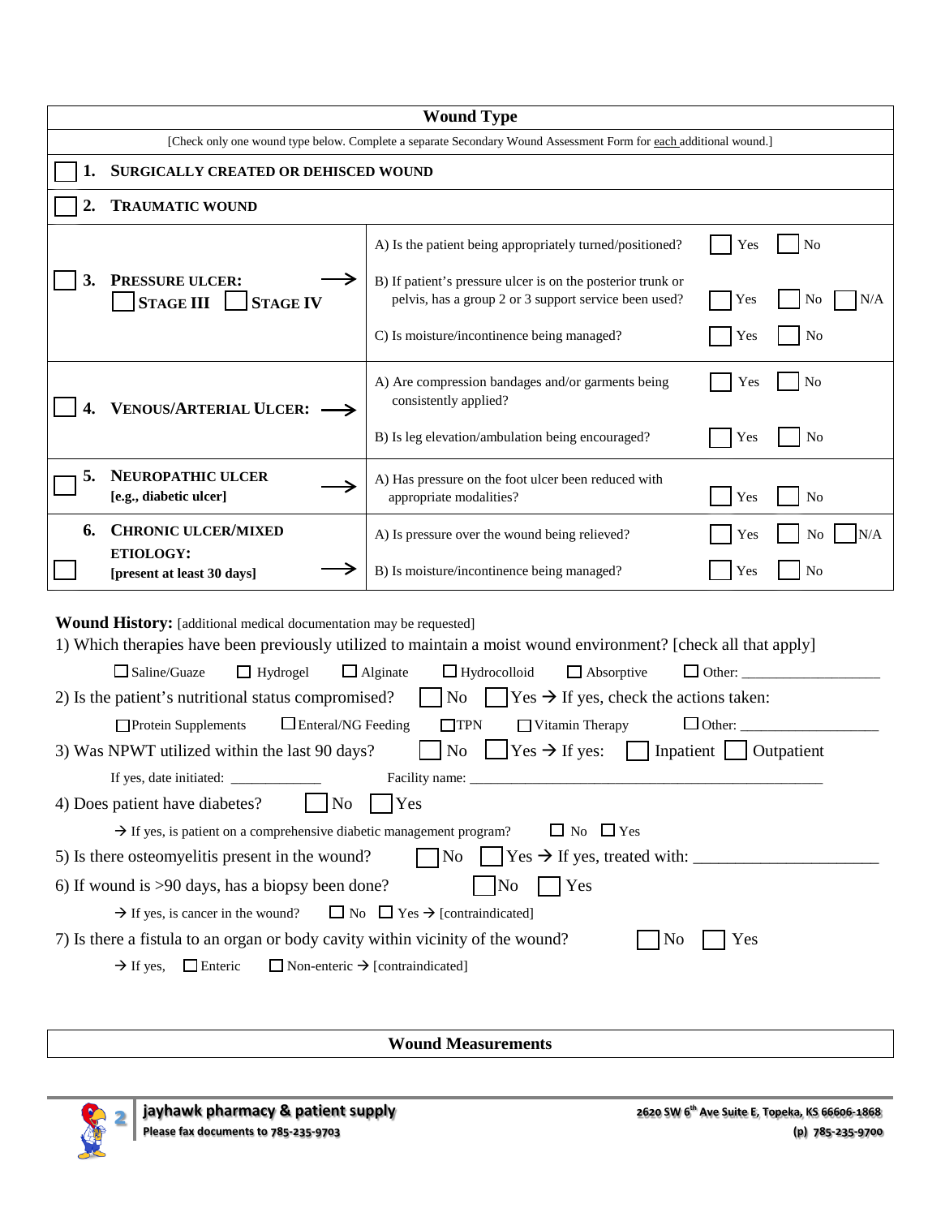## Wound Type

[Check only one wound type below. Complete a separate Secondary Wound Assessment Form for each additional wound.]

| | | |
|---|---|---|
| ☐ **1. SURGICALLY CREATED OR DEHISCED WOUND** | | |
| ☐ **2. TRAUMATIC WOUND** | | |
| ☐ **3. PRESSURE ULCER:** ☐ **STAGE III** ☐ **STAGE IV** → | A) Is the patient being appropriately turned/positioned? | ☐ Yes ☐ No |
| | B) If patient's pressure ulcer is on the posterior trunk or pelvis, has a group 2 or 3 support service been used? | ☐ Yes ☐ No ☐ N/A |
| | C) Is moisture/incontinence being managed? | ☐ Yes ☐ No |
| ☐ **4. VENOUS/ARTERIAL ULCER:** → | A) Are compression bandages and/or garments being consistently applied? | ☐ Yes ☐ No |
| | B) Is leg elevation/ambulation being encouraged? | ☐ Yes ☐ No |
| ☐ **5. NEUROPATHIC ULCER [e.g., diabetic ulcer]** → | A) Has pressure on the foot ulcer been reduced with appropriate modalities? | ☐ Yes ☐ No |
| ☐ **6. CHRONIC ULCER/MIXED ETIOLOGY: [present at least 30 days]** → | A) Is pressure over the wound being relieved? | ☐ Yes ☐ No ☐ N/A |
| | B) Is moisture/incontinence being managed? | ☐ Yes ☐ No |

**Wound History:** [additional medical documentation may be requested]

1) Which therapies have been previously utilized to maintain a moist wound environment? [check all that apply]

☐ Saline/Guaze ☐ Hydrogel ☐ Alginate ☐ Hydrocolloid ☐ Absorptive ☐ Other: ___________________

2) Is the patient's nutritional status compromised? ☐ No ☐ Yes → If yes, check the actions taken:

☐ Protein Supplements ☐ Enteral/NG Feeding ☐ TPN ☐ Vitamin Therapy ☐ Other: ___________________

3) Was NPWT utilized within the last 90 days? ☐ No ☐ Yes → If yes: ☐ Inpatient ☐ Outpatient

If yes, date initiated: _____________ Facility name: __________________________________________________

4) Does patient have diabetes? ☐ No ☐ Yes

→ If yes, is patient on a comprehensive diabetic management program? ☐ No ☐ Yes

5) Is there osteomyelitis present in the wound? ☐ No ☐ Yes → If yes, treated with: ______________________

6) If wound is >90 days, has a biopsy been done? ☐ No ☐ Yes

→ If yes, is cancer in the wound? ☐ No ☐ Yes → [contraindicated]

7) Is there a fistula to an organ or body cavity within vicinity of the wound? ☐ No ☐ Yes

→ If yes, ☐ Enteric ☐ Non-enteric → [contraindicated]

## Wound Measurements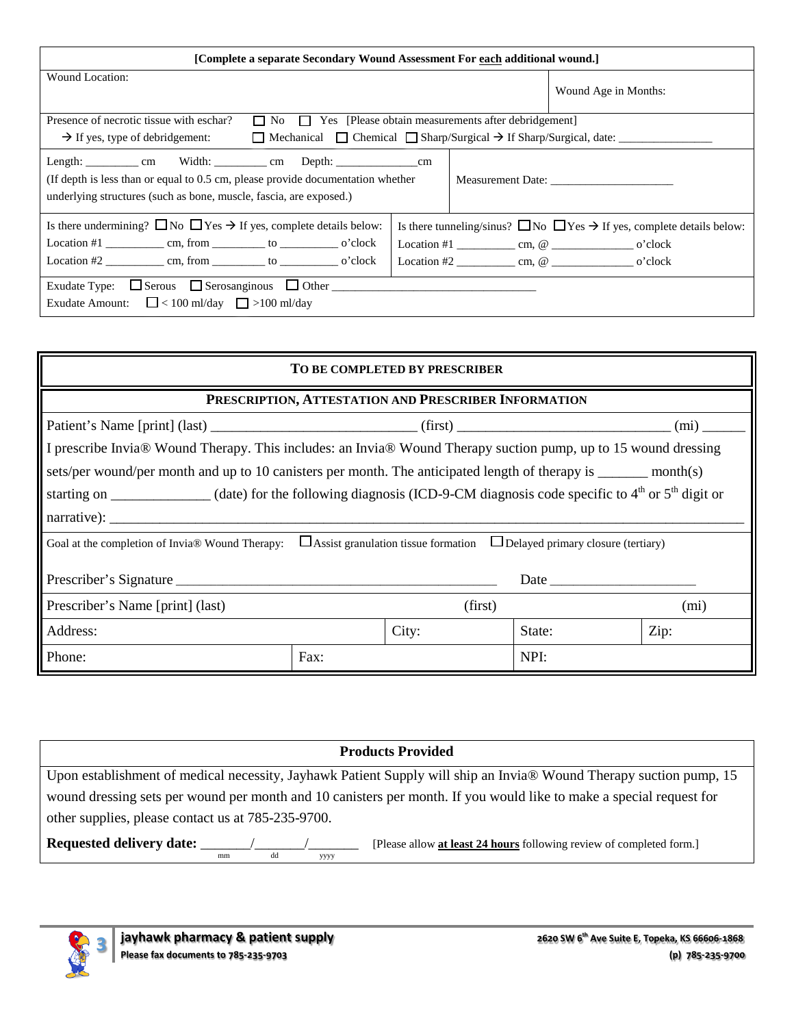**[Complete a separate Secondary Wound Assessment For each additional wound.]**

Wound Location:

Wound Age in Months:

Presence of necrotic tissue with eschar? ☐ No ☐ Yes [Please obtain measurements after debridgement]
→ If yes, type of debridgement: ☐ Mechanical ☐ Chemical ☐ Sharp/Surgical → If Sharp/Surgical, date: _______________

Length: _________ cm Width: _________ cm Depth: ______________cm
(If depth is less than or equal to 0.5 cm, please provide documentation whether underlying structures (such as bone, muscle, fascia, are exposed.)

Measurement Date: ____________________

Is there undermining? ☐ No ☐ Yes → If yes, complete details below:
Location #1 __________ cm, from _________ to __________ o'clock
Location #2 __________ cm, from _________ to __________ o'clock

Is there tunneling/sinus? ☐ No ☐ Yes → If yes, complete details below:
Location #1 __________ cm, @ ______________ o'clock
Location #2 __________ cm, @ ______________ o'clock

Exudate Type: ☐ Serous ☐ Serosanginous ☐ Other ___________________________________
Exudate Amount: ☐ < 100 ml/day ☐ >100 ml/day

## TO BE COMPLETED BY PRESCRIBER

### PRESCRIPTION, ATTESTATION AND PRESCRIBER INFORMATION

Patient's Name [print] (last) ____________________________ (first) _____________________________ (mi) ______

I prescribe Invia® Wound Therapy. This includes: an Invia® Wound Therapy suction pump, up to 15 wound dressing sets/per wound/per month and up to 10 canisters per month. The anticipated length of therapy is _______ month(s) starting on ______________ (date) for the following diagnosis (ICD-9-CM diagnosis code specific to 4th or 5th digit or narrative): ________________________________________________________________________________

Goal at the completion of Invia® Wound Therapy: ☐ Assist granulation tissue formation ☐ Delayed primary closure (tertiary)

Prescriber's Signature ____________________________________________ Date ____________________

| | | | |
|---|---|---|---|
| Prescriber's Name [print] (last) | | (first) | (mi) |
| Address: | City: | State: | Zip: |
| Phone: | Fax: | NPI: | |

## Products Provided

Upon establishment of medical necessity, Jayhawk Patient Supply will ship an Invia® Wound Therapy suction pump, 15 wound dressing sets per wound per month and 10 canisters per month. If you would like to make a special request for other supplies, please contact us at 785-235-9700.

**Requested delivery date:** _______/_______/_______ [Please allow **at least 24 hours** following review of completed form.]
mm dd yyyy

**jayhawk pharmacy & patient supply**
Please fax documents to 785-235-9703

2620 SW 6th Ave Suite E, Topeka, KS 66606-1868
(p) 785-235-9700